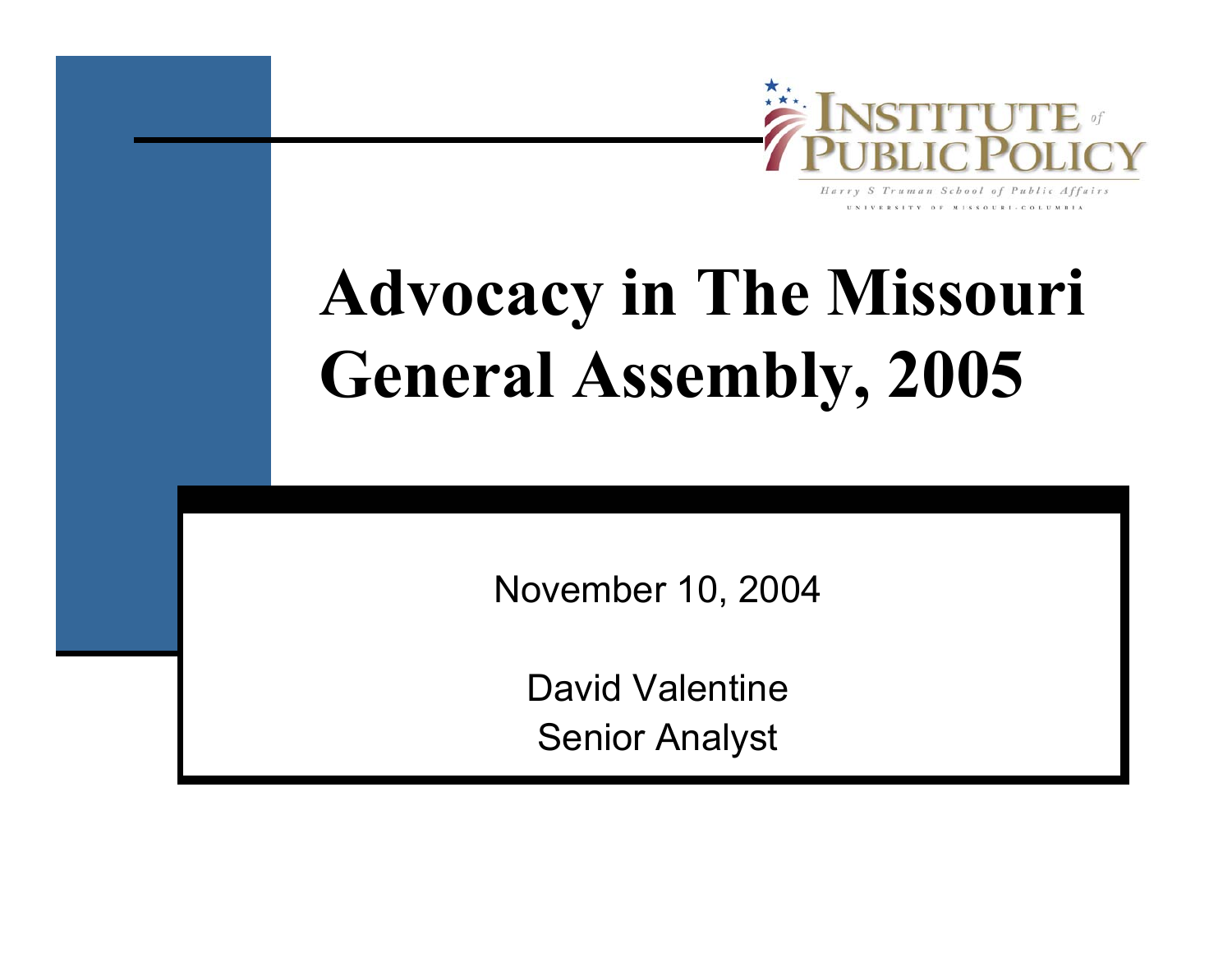Institute of Public Policy

Harry S Truman School of Public Affairs

University of Missouri-Columbia

# Advocacy in The Missouri General Assembly, 2005

November 10, 2004

David Valentine

Senior Analyst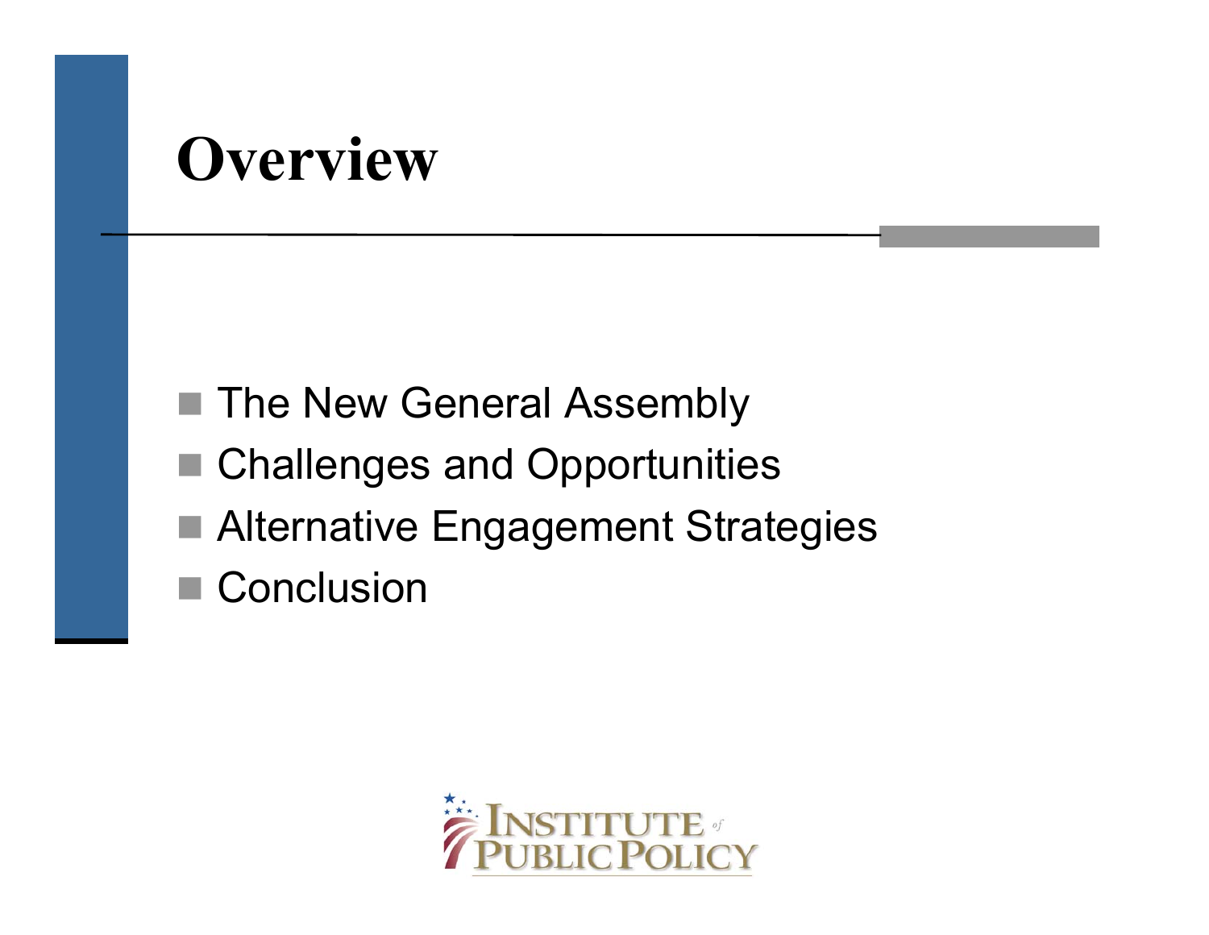# Overview

- The New General Assembly
- Challenges and Opportunities
- Alternative Engagement Strategies
- Conclusion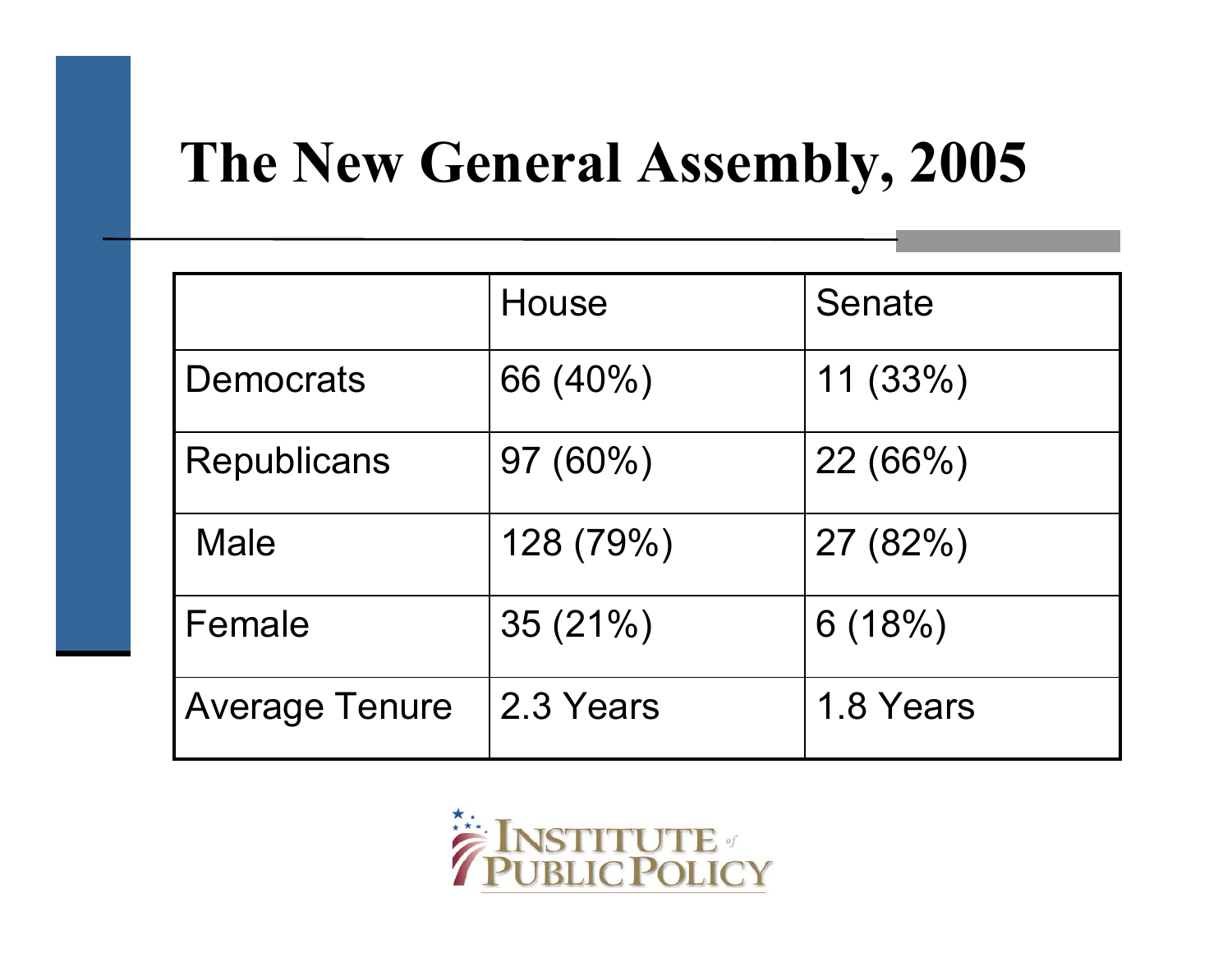# The New General Assembly, 2005

| | House | Senate |
|---|---|---|
| Democrats | 66 (40%) | 11 (33%) |
| Republicans | 97 (60%) | 22 (66%) |
| Male | 128 (79%) | 27 (82%) |
| Female | 35 (21%) | 6 (18%) |
| Average Tenure | 2.3 Years | 1.8 Years |

Institute of Public Policy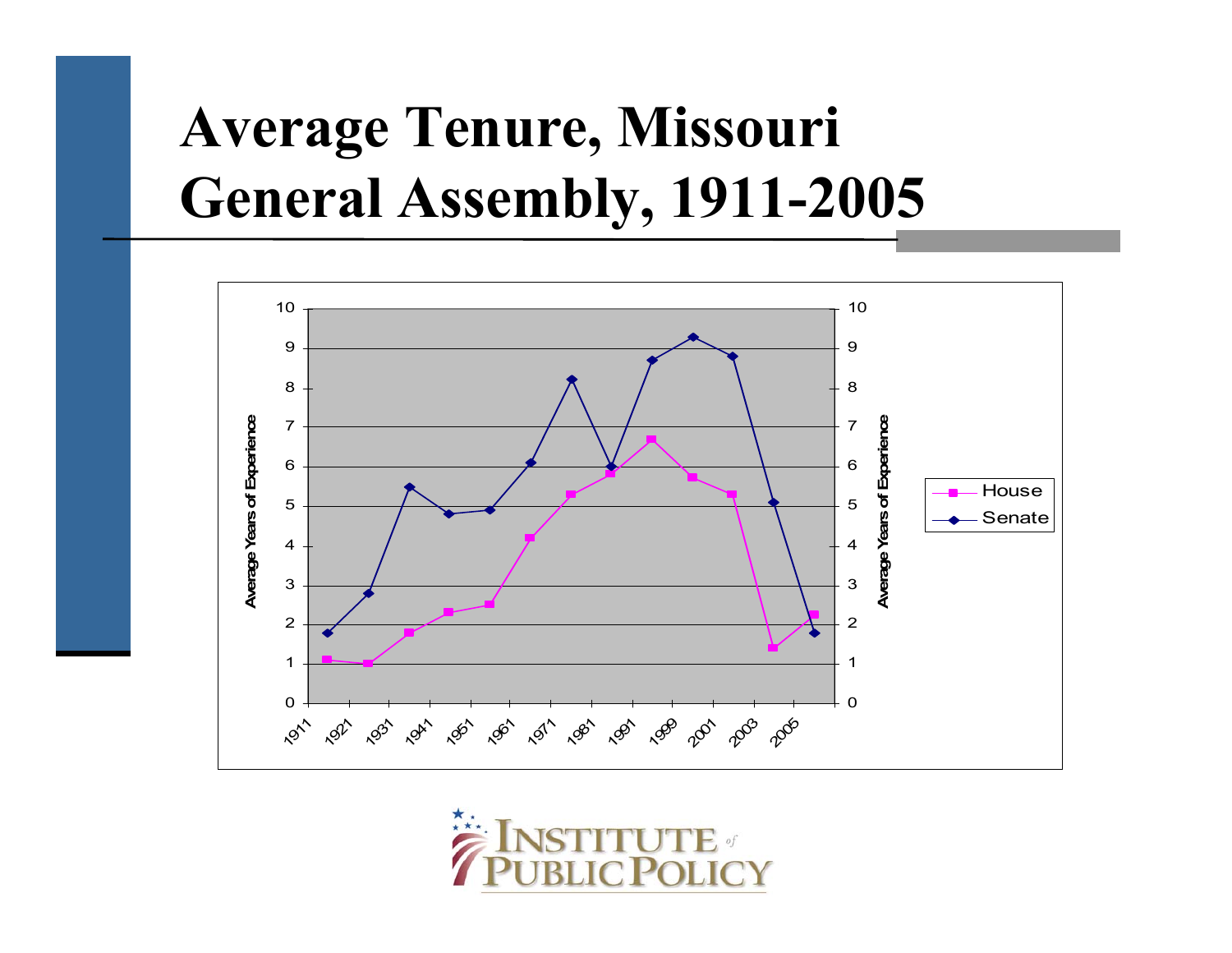# Average Tenure, Missouri General Assembly, 1911-2005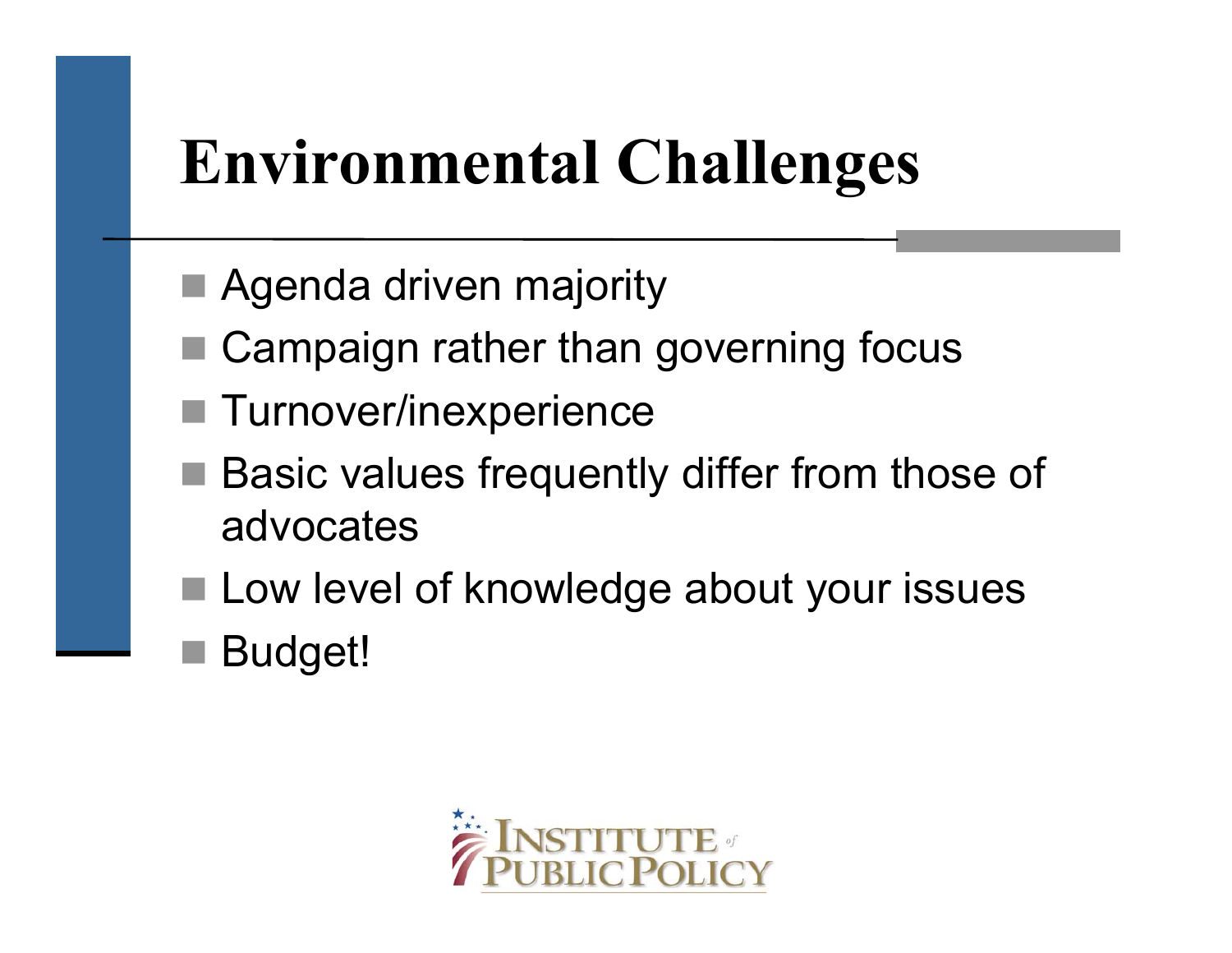# Environmental Challenges

- Agenda driven majority
- Campaign rather than governing focus
- Turnover/inexperience
- Basic values frequently differ from those of advocates
- Low level of knowledge about your issues
- Budget!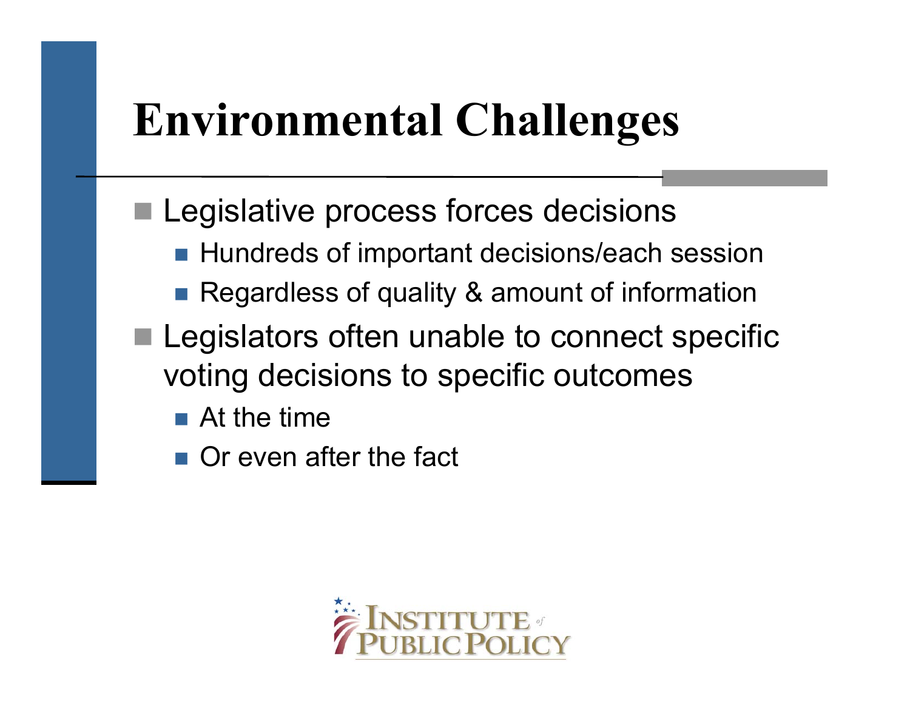# Environmental Challenges

- Legislative process forces decisions
  - Hundreds of important decisions/each session
  - Regardless of quality & amount of information
- Legislators often unable to connect specific voting decisions to specific outcomes
  - At the time
  - Or even after the fact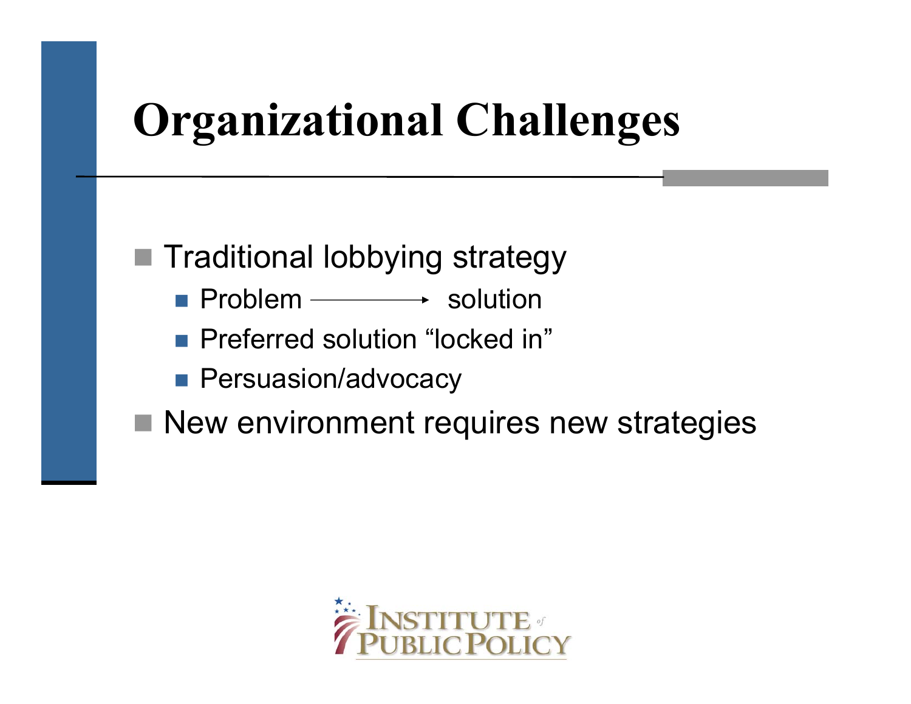# Organizational Challenges

- Traditional lobbying strategy
  - Problem ⟶ solution
  - Preferred solution “locked in”
  - Persuasion/advocacy
- New environment requires new strategies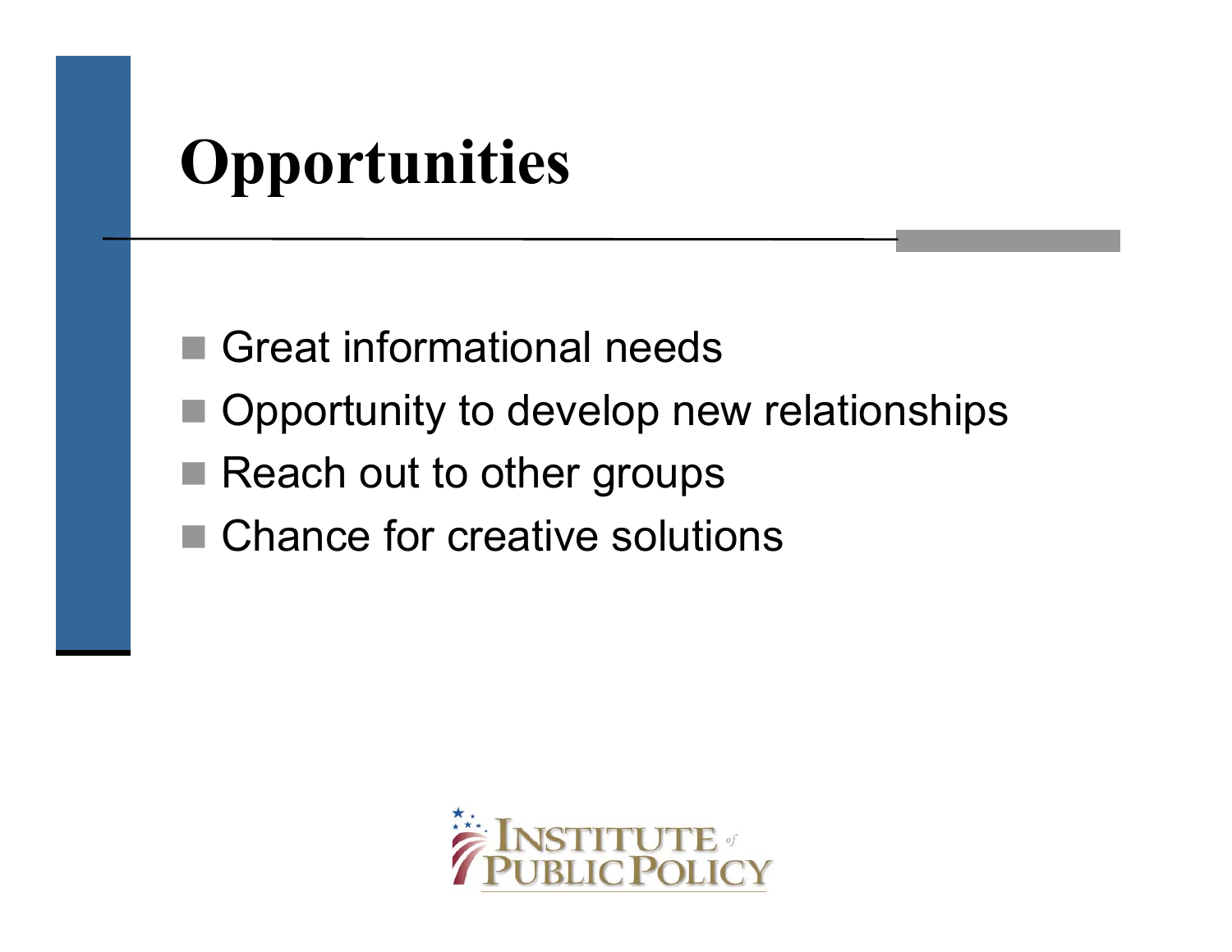# Opportunities

- Great informational needs
- Opportunity to develop new relationships
- Reach out to other groups
- Chance for creative solutions

INSTITUTE of PUBLIC POLICY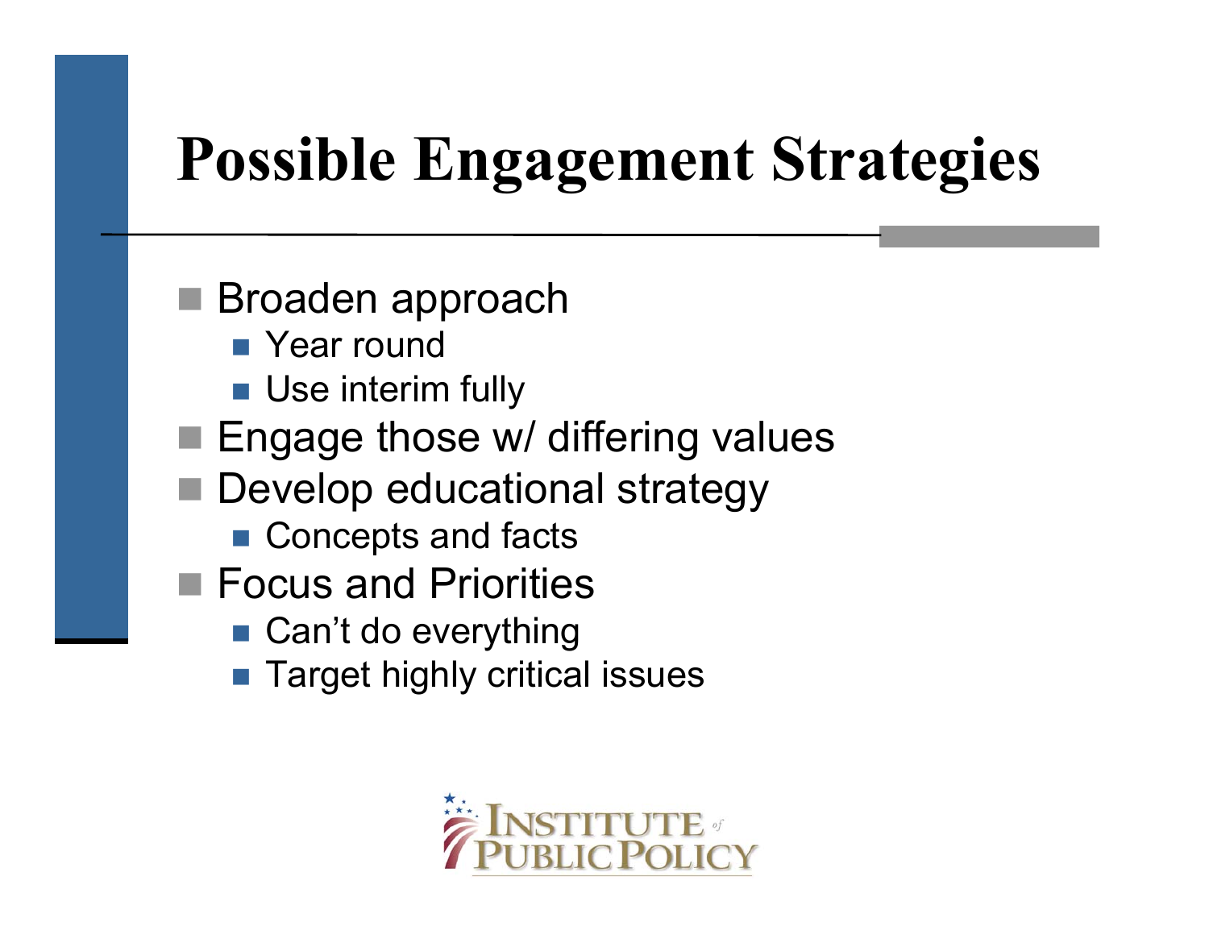# Possible Engagement Strategies

- Broaden approach
  - Year round
  - Use interim fully
- Engage those w/ differing values
- Develop educational strategy
  - Concepts and facts
- Focus and Priorities
  - Can't do everything
  - Target highly critical issues

INSTITUTE of PUBLIC POLICY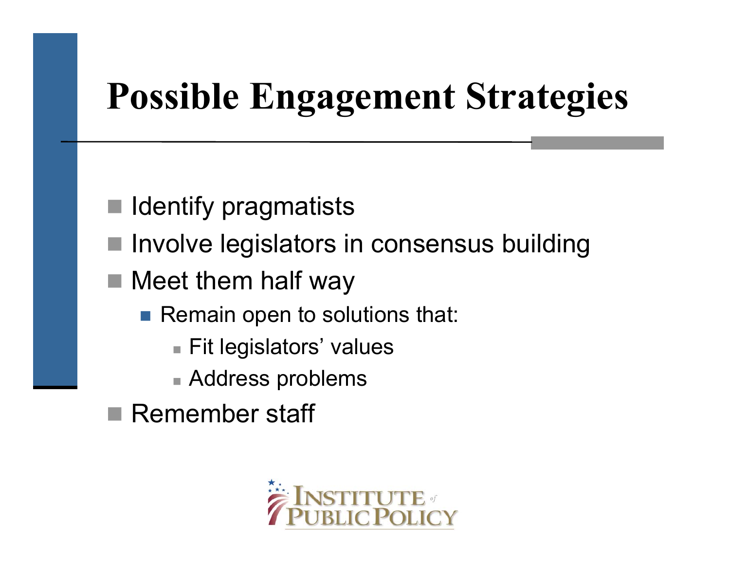# Possible Engagement Strategies

- Identify pragmatists
- Involve legislators in consensus building
- Meet them half way
    - Remain open to solutions that:
        - Fit legislators' values
        - Address problems
- Remember staff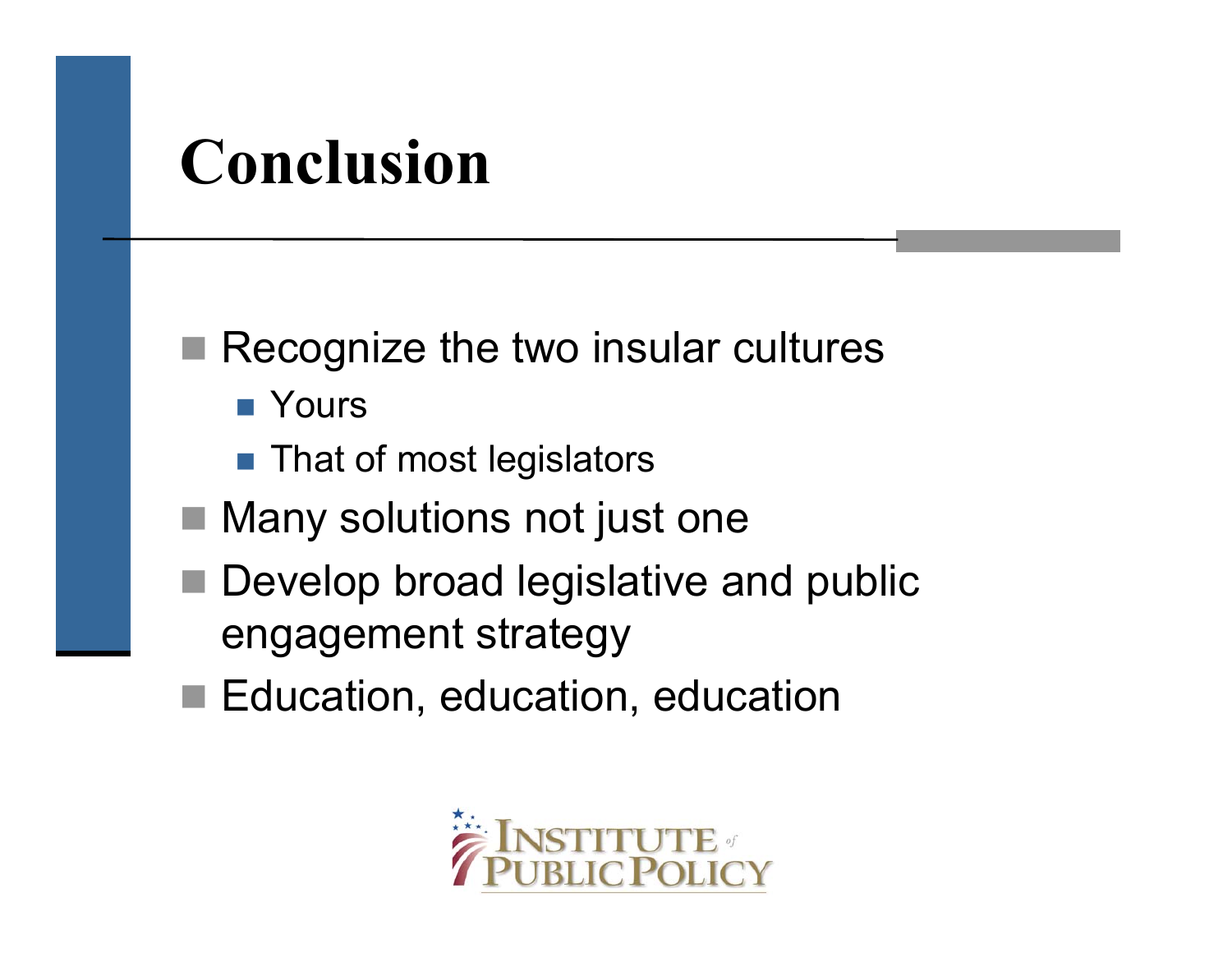# Conclusion

- Recognize the two insular cultures
  - Yours
  - That of most legislators
- Many solutions not just one
- Develop broad legislative and public engagement strategy
- Education, education, education

INSTITUTE of PUBLIC POLICY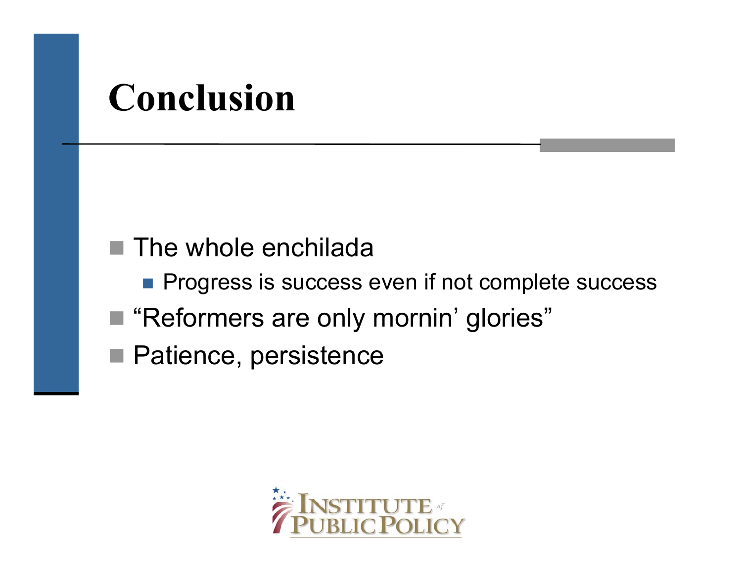# Conclusion

- The whole enchilada
  - Progress is success even if not complete success
- "Reformers are only mornin' glories"
- Patience, persistence

INSTITUTE of PUBLIC POLICY